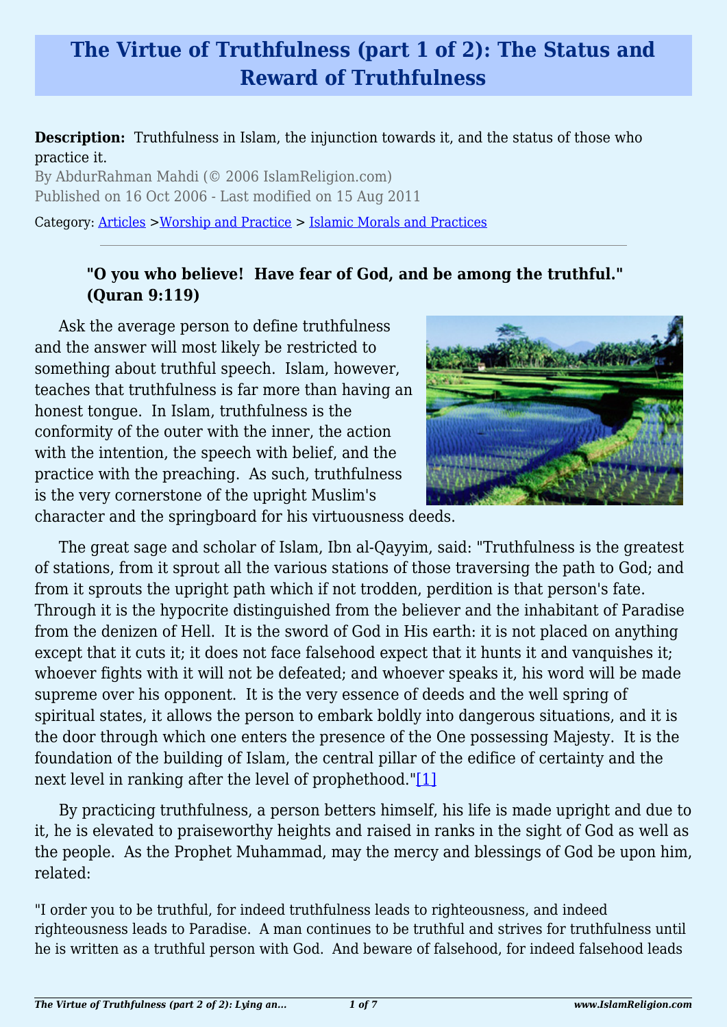# The Virtue of Truthfulness (part 1 of 2): The Status and Reward of Truthfulness

**Description:** Truthfulness in Islam, the injunction towards it, and the status of those who practice it.

By AbdurRahman Mahdi (© 2006 IslamReligion.com)

Published on 16 Oct 2006 - Last modified on 15 Aug 2011

Category: Articles >Worship and Practice > Islamic Morals and Practices

---

> **"O you who believe! Have fear of God, and be among the truthful." (Quran 9:119)**

Ask the average person to define truthfulness and the answer will most likely be restricted to something about truthful speech. Islam, however, teaches that truthfulness is far more than having an honest tongue. In Islam, truthfulness is the conformity of the outer with the inner, the action with the intention, the speech with belief, and the practice with the preaching. As such, truthfulness is the very cornerstone of the upright Muslim's character and the springboard for his virtuousness deeds.

The great sage and scholar of Islam, Ibn al-Qayyim, said: "Truthfulness is the greatest of stations, from it sprout all the various stations of those traversing the path to God; and from it sprouts the upright path which if not trodden, perdition is that person's fate. Through it is the hypocrite distinguished from the believer and the inhabitant of Paradise from the denizen of Hell. It is the sword of God in His earth: it is not placed on anything except that it cuts it; it does not face falsehood expect that it hunts it and vanquishes it; whoever fights with it will not be defeated; and whoever speaks it, his word will be made supreme over his opponent. It is the very essence of deeds and the well spring of spiritual states, it allows the person to embark boldly into dangerous situations, and it is the door through which one enters the presence of the One possessing Majesty. It is the foundation of the building of Islam, the central pillar of the edifice of certainty and the next level in ranking after the level of prophethood."[1]

By practicing truthfulness, a person betters himself, his life is made upright and due to it, he is elevated to praiseworthy heights and raised in ranks in the sight of God as well as the people. As the Prophet Muhammad, may the mercy and blessings of God be upon him, related:

"I order you to be truthful, for indeed truthfulness leads to righteousness, and indeed righteousness leads to Paradise. A man continues to be truthful and strives for truthfulness until he is written as a truthful person with God. And beware of falsehood, for indeed falsehood leads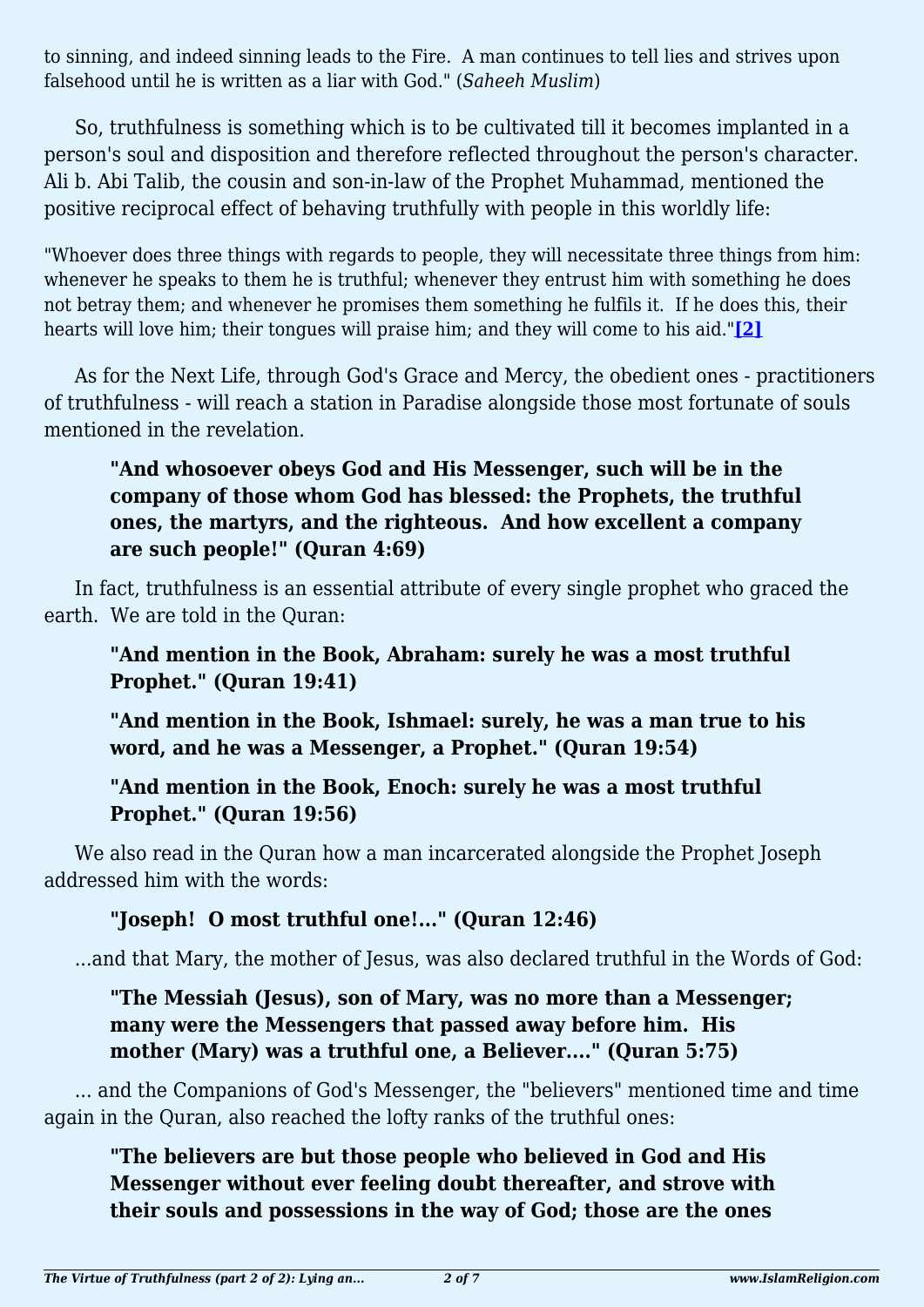to sinning, and indeed sinning leads to the Fire. A man continues to tell lies and strives upon falsehood until he is written as a liar with God." (*Saheeh Muslim*)

So, truthfulness is something which is to be cultivated till it becomes implanted in a person's soul and disposition and therefore reflected throughout the person's character. Ali b. Abi Talib, the cousin and son-in-law of the Prophet Muhammad, mentioned the positive reciprocal effect of behaving truthfully with people in this worldly life:

"Whoever does three things with regards to people, they will necessitate three things from him: whenever he speaks to them he is truthful; whenever they entrust him with something he does not betray them; and whenever he promises them something he fulfils it. If he does this, their hearts will love him; their tongues will praise him; and they will come to his aid."**[2]**

As for the Next Life, through God's Grace and Mercy, the obedient ones - practitioners of truthfulness - will reach a station in Paradise alongside those most fortunate of souls mentioned in the revelation.

> **"And whosoever obeys God and His Messenger, such will be in the company of those whom God has blessed: the Prophets, the truthful ones, the martyrs, and the righteous. And how excellent a company are such people!" (Quran 4:69)**

In fact, truthfulness is an essential attribute of every single prophet who graced the earth. We are told in the Quran:

> **"And mention in the Book, Abraham: surely he was a most truthful Prophet." (Quran 19:41)**

> **"And mention in the Book, Ishmael: surely, he was a man true to his word, and he was a Messenger, a Prophet." (Quran 19:54)**

> **"And mention in the Book, Enoch: surely he was a most truthful Prophet." (Quran 19:56)**

We also read in the Quran how a man incarcerated alongside the Prophet Joseph addressed him with the words:

> **"Joseph! O most truthful one!..." (Quran 12:46)**

...and that Mary, the mother of Jesus, was also declared truthful in the Words of God:

> **"The Messiah (Jesus), son of Mary, was no more than a Messenger; many were the Messengers that passed away before him. His mother (Mary) was a truthful one, a Believer...." (Quran 5:75)**

... and the Companions of God's Messenger, the "believers" mentioned time and time again in the Quran, also reached the lofty ranks of the truthful ones:

> **"The believers are but those people who believed in God and His Messenger without ever feeling doubt thereafter, and strove with their souls and possessions in the way of God; those are the ones**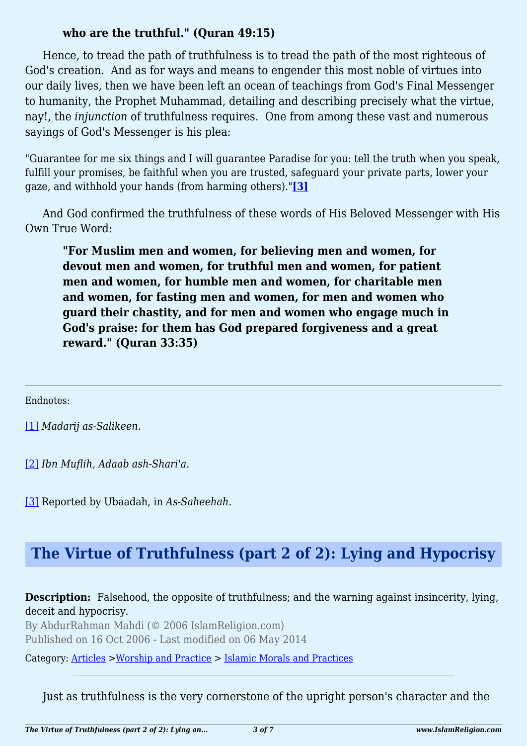**who are the truthful." (Quran 49:15)**

Hence, to tread the path of truthfulness is to tread the path of the most righteous of God's creation. And as for ways and means to engender this most noble of virtues into our daily lives, then we have been left an ocean of teachings from God's Final Messenger to humanity, the Prophet Muhammad, detailing and describing precisely what the virtue, nay!, the *injunction* of truthfulness requires. One from among these vast and numerous sayings of God's Messenger is his plea:

"Guarantee for me six things and I will guarantee Paradise for you: tell the truth when you speak, fulfill your promises, be faithful when you are trusted, safeguard your private parts, lower your gaze, and withhold your hands (from harming others)."**[3]**

And God confirmed the truthfulness of these words of His Beloved Messenger with His Own True Word:

> **"For Muslim men and women, for believing men and women, for devout men and women, for truthful men and women, for patient men and women, for humble men and women, for charitable men and women, for fasting men and women, for men and women who guard their chastity, and for men and women who engage much in God's praise: for them has God prepared forgiveness and a great reward." (Quran 33:35)**

---

Endnotes:

[1] *Madarij as-Salikeen*.

[2] *Ibn Muflih, Adaab ash-Shari'a*.

[3] Reported by Ubaadah, in *As-Saheehah*.

## The Virtue of Truthfulness (part 2 of 2): Lying and Hypocrisy

**Description:** Falsehood, the opposite of truthfulness; and the warning against insincerity, lying, deceit and hypocrisy.

By AbdurRahman Mahdi (© 2006 IslamReligion.com)
Published on 16 Oct 2006 - Last modified on 06 May 2014

Category: Articles >Worship and Practice > Islamic Morals and Practices

---

Just as truthfulness is the very cornerstone of the upright person's character and the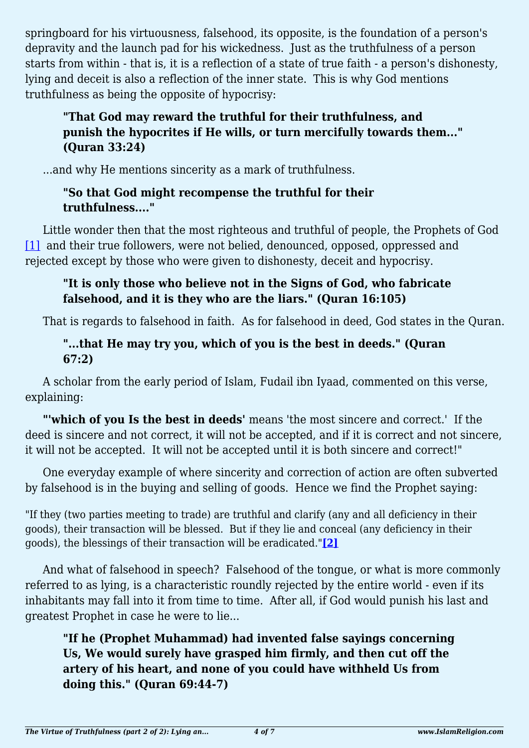springboard for his virtuousness, falsehood, its opposite, is the foundation of a person's depravity and the launch pad for his wickedness. Just as the truthfulness of a person starts from within - that is, it is a reflection of a state of true faith - a person's dishonesty, lying and deceit is also a reflection of the inner state. This is why God mentions truthfulness as being the opposite of hypocrisy:

> **"That God may reward the truthful for their truthfulness, and punish the hypocrites if He wills, or turn mercifully towards them..." (Quran 33:24)**

...and why He mentions sincerity as a mark of truthfulness.

> **"So that God might recompense the truthful for their truthfulness...."**

Little wonder then that the most righteous and truthful of people, the Prophets of God [1] and their true followers, were not belied, denounced, opposed, oppressed and rejected except by those who were given to dishonesty, deceit and hypocrisy.

> **"It is only those who believe not in the Signs of God, who fabricate falsehood, and it is they who are the liars." (Quran 16:105)**

That is regards to falsehood in faith. As for falsehood in deed, God states in the Quran.

> **"...that He may try you, which of you is the best in deeds." (Quran 67:2)**

A scholar from the early period of Islam, Fudail ibn Iyaad, commented on this verse, explaining:

"**'which of you Is the best in deeds'** means 'the most sincere and correct.' If the deed is sincere and not correct, it will not be accepted, and if it is correct and not sincere, it will not be accepted. It will not be accepted until it is both sincere and correct!"

One everyday example of where sincerity and correction of action are often subverted by falsehood is in the buying and selling of goods. Hence we find the Prophet saying:

"If they (two parties meeting to trade) are truthful and clarify (any and all deficiency in their goods), their transaction will be blessed. But if they lie and conceal (any deficiency in their goods), the blessings of their transaction will be eradicated."**[2]**

And what of falsehood in speech? Falsehood of the tongue, or what is more commonly referred to as lying, is a characteristic roundly rejected by the entire world - even if its inhabitants may fall into it from time to time. After all, if God would punish his last and greatest Prophet in case he were to lie...

> **"If he (Prophet Muhammad) had invented false sayings concerning Us, We would surely have grasped him firmly, and then cut off the artery of his heart, and none of you could have withheld Us from doing this." (Quran 69:44-7)**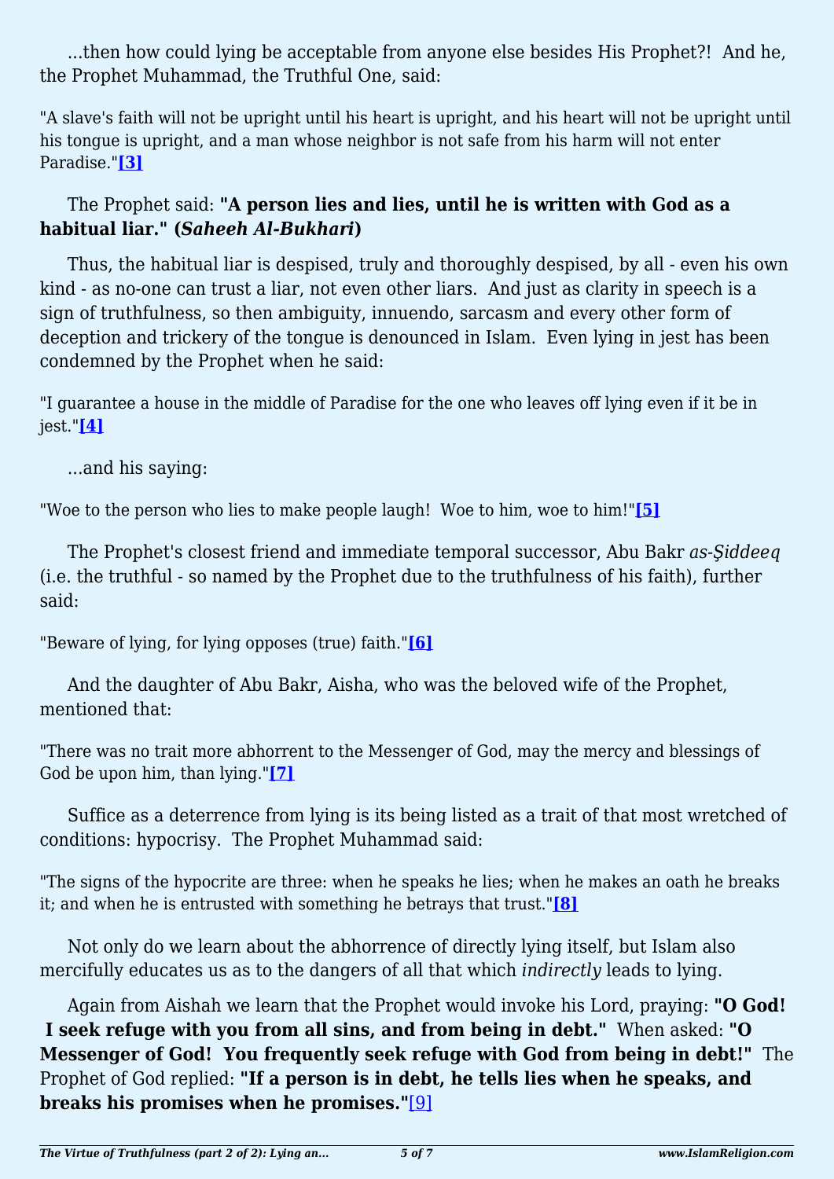...then how could lying be acceptable from anyone else besides His Prophet?! And he, the Prophet Muhammad, the Truthful One, said:

"A slave's faith will not be upright until his heart is upright, and his heart will not be upright until his tongue is upright, and a man whose neighbor is not safe from his harm will not enter Paradise."**[3]**

The Prophet said: **"A person lies and lies, until he is written with God as a habitual liar." (*Saheeh Al-Bukhari*)**

Thus, the habitual liar is despised, truly and thoroughly despised, by all - even his own kind - as no-one can trust a liar, not even other liars. And just as clarity in speech is a sign of truthfulness, so then ambiguity, innuendo, sarcasm and every other form of deception and trickery of the tongue is denounced in Islam. Even lying in jest has been condemned by the Prophet when he said:

"I guarantee a house in the middle of Paradise for the one who leaves off lying even if it be in jest."**[4]**

...and his saying:

"Woe to the person who lies to make people laugh! Woe to him, woe to him!"**[5]**

The Prophet's closest friend and immediate temporal successor, Abu Bakr *as-Şiddeeq* (i.e. the truthful - so named by the Prophet due to the truthfulness of his faith), further said:

"Beware of lying, for lying opposes (true) faith."**[6]**

And the daughter of Abu Bakr, Aisha, who was the beloved wife of the Prophet, mentioned that:

"There was no trait more abhorrent to the Messenger of God, may the mercy and blessings of God be upon him, than lying."**[7]**

Suffice as a deterrence from lying is its being listed as a trait of that most wretched of conditions: hypocrisy. The Prophet Muhammad said:

"The signs of the hypocrite are three: when he speaks he lies; when he makes an oath he breaks it; and when he is entrusted with something he betrays that trust."**[8]**

Not only do we learn about the abhorrence of directly lying itself, but Islam also mercifully educates us as to the dangers of all that which *indirectly* leads to lying.

Again from Aishah we learn that the Prophet would invoke his Lord, praying: **"O God! I seek refuge with you from all sins, and from being in debt."** When asked: **"O Messenger of God! You frequently seek refuge with God from being in debt!"** The Prophet of God replied: **"If a person is in debt, he tells lies when he speaks, and breaks his promises when he promises."**[9]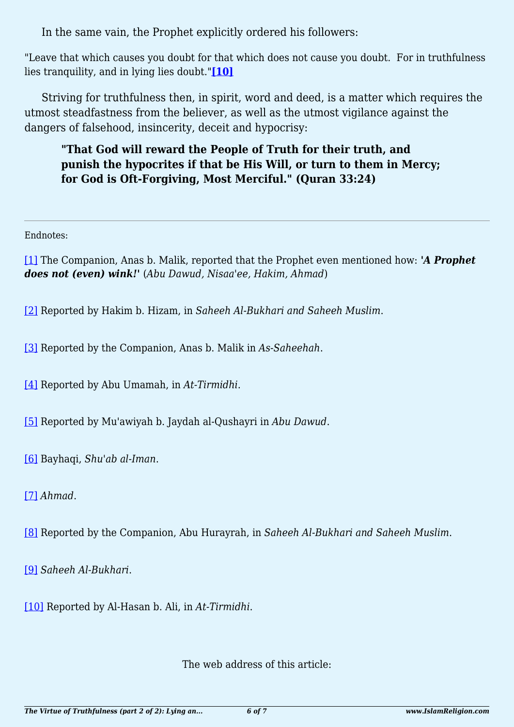In the same vain, the Prophet explicitly ordered his followers:

"Leave that which causes you doubt for that which does not cause you doubt. For in truthfulness lies tranquility, and in lying lies doubt."**[10]**

Striving for truthfulness then, in spirit, word and deed, is a matter which requires the utmost steadfastness from the believer, as well as the utmost vigilance against the dangers of falsehood, insincerity, deceit and hypocrisy:

> **"That God will reward the People of Truth for their truth, and punish the hypocrites if that be His Will, or turn to them in Mercy; for God is Oft-Forgiving, Most Merciful." (Quran 33:24)**

---

Endnotes:

[1] The Companion, Anas b. Malik, reported that the Prophet even mentioned how: ***'A Prophet does not (even) wink!'*** (*Abu Dawud, Nisaa'ee, Hakim, Ahmad*)

[2] Reported by Hakim b. Hizam, in *Saheeh Al-Bukhari and Saheeh Muslim*.

[3] Reported by the Companion, Anas b. Malik in *As-Saheehah*.

[4] Reported by Abu Umamah, in *At-Tirmidhi*.

[5] Reported by Mu'awiyah b. Jaydah al-Qushayri in *Abu Dawud*.

[6] Bayhaqi, *Shu'ab al-Iman*.

[7] *Ahmad*.

[8] Reported by the Companion, Abu Hurayrah, in *Saheeh Al-Bukhari and Saheeh Muslim*.

[9] *Saheeh Al-Bukhari*.

[10] Reported by Al-Hasan b. Ali, in *At-Tirmidhi*.

The web address of this article: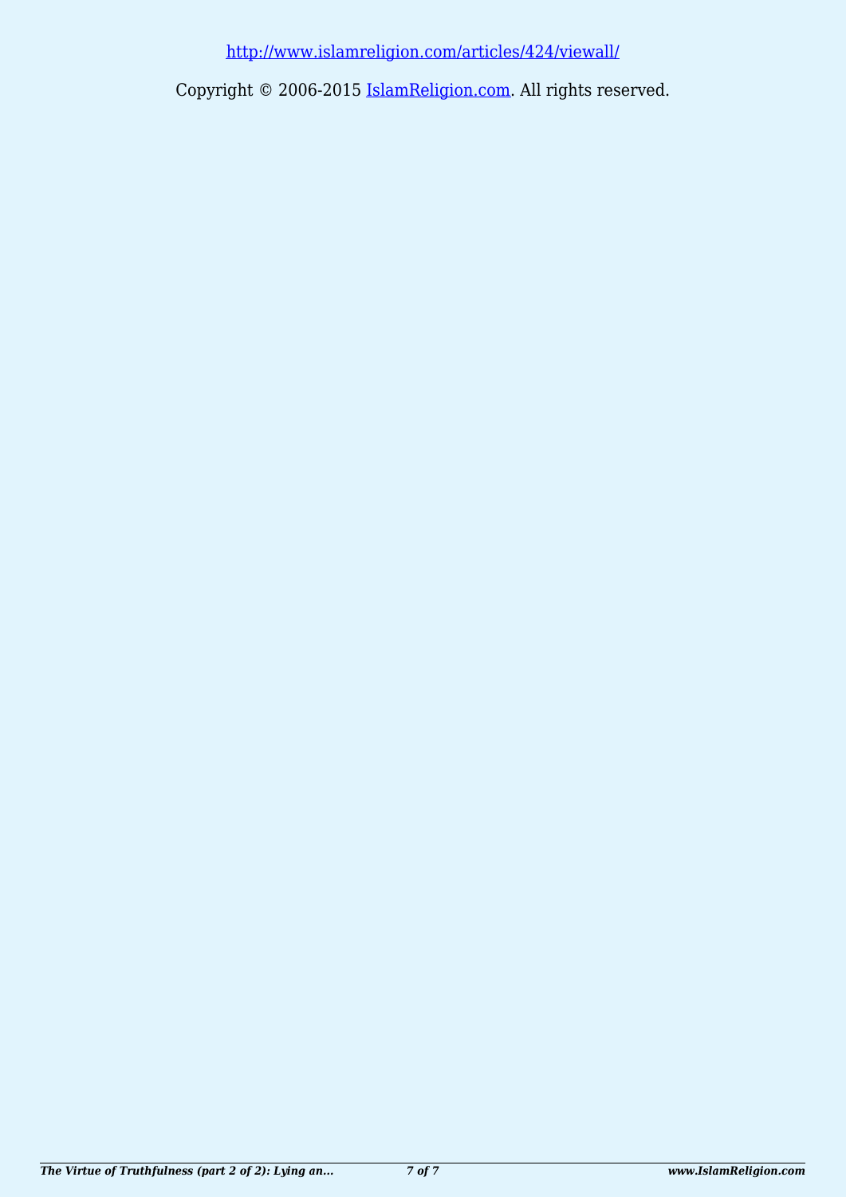http://www.islamreligion.com/articles/424/viewall/

Copyright © 2006-2015 IslamReligion.com. All rights reserved.